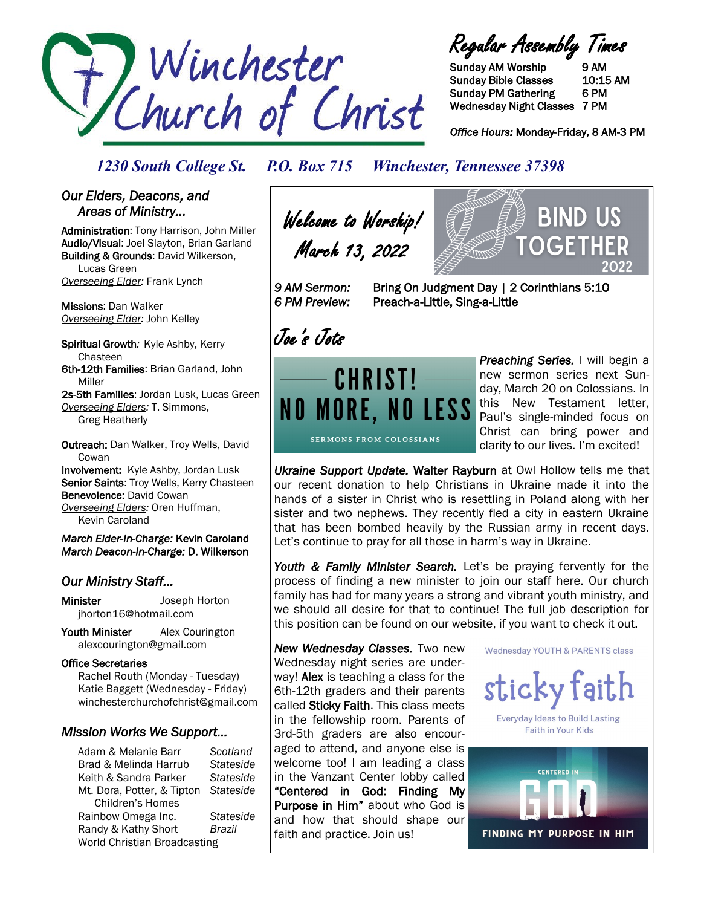# Winchester Church of Christ

## Regular Assembly Times

| | |
|---|---|
| Sunday AM Worship | 9 AM |
| Sunday Bible Classes | 10:15 AM |
| Sunday PM Gathering | 6 PM |
| Wednesday Night Classes | 7 PM |

*Office Hours:* Monday-Friday, 8 AM-3 PM

*1230 South College St. P.O. Box 715 Winchester, Tennessee 37398*

## *Our Elders, Deacons, and Areas of Ministry...*

**Administration**: Tony Harrison, John Miller
**Audio/Visual**: Joel Slayton, Brian Garland
**Building & Grounds**: David Wilkerson, Lucas Green
*Overseeing Elder:* Frank Lynch

**Missions**: Dan Walker
*Overseeing Elder:* John Kelley

**Spiritual Growth**: Kyle Ashby, Kerry Chasteen
**6th-12th Families**: Brian Garland, John Miller
**2s-5th Families**: Jordan Lusk, Lucas Green
*Overseeing Elders:* T. Simmons, Greg Heatherly

**Outreach:** Dan Walker, Troy Wells, David Cowan
**Involvement:** Kyle Ashby, Jordan Lusk
**Senior Saints**: Troy Wells, Kerry Chasteen
**Benevolence:** David Cowan
*Overseeing Elders:* Oren Huffman, Kevin Caroland

***March Elder-In-Charge:* Kevin Caroland**
***March Deacon-In-Charge:* D. Wilkerson**

## *Our Ministry Staff...*

**Minister** Joseph Horton
jhorton16@hotmail.com

**Youth Minister** Alex Courington
alexcourington@gmail.com

**Office Secretaries**
Rachel Routh (Monday - Tuesday)
Katie Baggett (Wednesday - Friday)
winchesterchurchofchrist@gmail.com

## *Mission Works We Support...*

| | |
|---|---|
| Adam & Melanie Barr | *Scotland* |
| Brad & Melinda Harrub | *Stateside* |
| Keith & Sandra Parker | *Stateside* |
| Mt. Dora, Potter, & Tipton Children's Homes | *Stateside* |
| Rainbow Omega Inc. | *Stateside* |
| Randy & Kathy Short | *Brazil* |
| World Christian Broadcasting | |

## Welcome to Worship! March 13, 2022

BIND US TOGETHER 2022

*9 AM Sermon:* Bring On Judgment Day | 2 Corinthians 5:10
*6 PM Preview:* Preach-a-Little, Sing-a-Little

## Joe's Jots

CHRIST! NO MORE, NO LESS — SERMONS FROM COLOSSIANS

***Preaching Series.*** I will begin a new sermon series next Sunday, March 20 on Colossians. In this New Testament letter, Paul's single-minded focus on Christ can bring power and clarity to our lives. I'm excited!

***Ukraine Support Update.*** **Walter Rayburn** at Owl Hollow tells me that our recent donation to help Christians in Ukraine made it into the hands of a sister in Christ who is resettling in Poland along with her sister and two nephews. They recently fled a city in eastern Ukraine that has been bombed heavily by the Russian army in recent days. Let's continue to pray for all those in harm's way in Ukraine.

***Youth & Family Minister Search.*** Let's be praying fervently for the process of finding a new minister to join our staff here. Our church family has had for many years a strong and vibrant youth ministry, and we should all desire for that to continue! The full job description for this position can be found on our website, if you want to check it out.

***New Wednesday Classes.*** Two new Wednesday night series are underway! **Alex** is teaching a class for the 6th-12th graders and their parents called **Sticky Faith**. This class meets in the fellowship room. Parents of 3rd-5th graders are also encouraged to attend, and anyone else is welcome too! I am leading a class in the Vanzant Center lobby called **"Centered in God: Finding My Purpose in Him"** about who God is and how that should shape our faith and practice. Join us!

Wednesday YOUTH & PARENTS class
sticky faith
Everyday Ideas to Build Lasting Faith in Your Kids

CENTERED IN GOD
FINDING MY PURPOSE IN HIM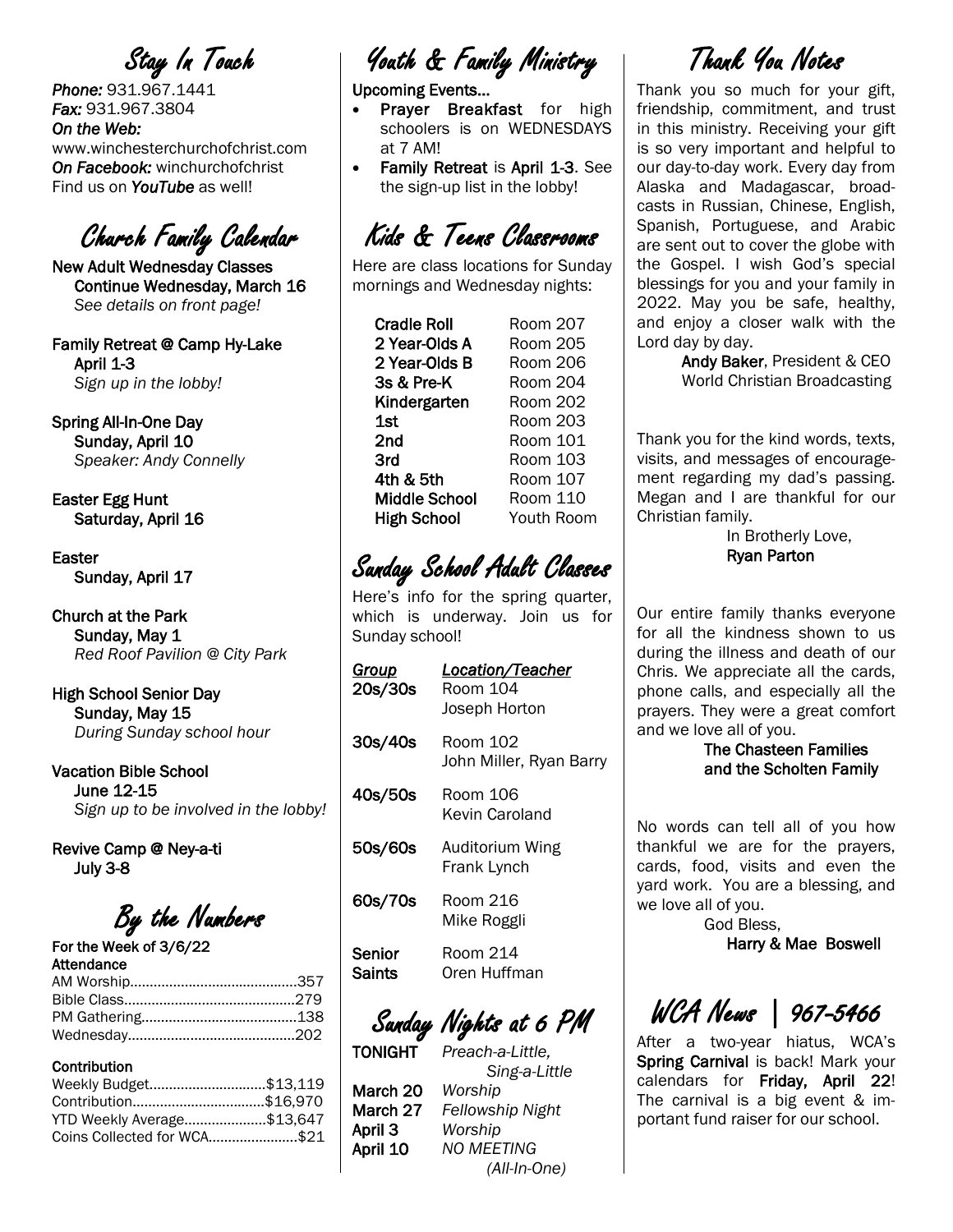## Stay In Touch

***Phone:*** 931.967.1441
***Fax:*** 931.967.3804
***On the Web:***
www.winchesterchurchofchrist.com
***On Facebook:*** winchurchofchrist
Find us on ***YouTube*** as well!

## Church Family Calendar

**New Adult Wednesday Classes**
**Continue Wednesday, March 16**
*See details on front page!*

**Family Retreat @ Camp Hy-Lake**
**April 1-3**
*Sign up in the lobby!*

**Spring All-In-One Day**
**Sunday, April 10**
*Speaker: Andy Connelly*

**Easter Egg Hunt**
**Saturday, April 16**

**Easter**
**Sunday, April 17**

**Church at the Park**
**Sunday, May 1**
*Red Roof Pavilion @ City Park*

**High School Senior Day**
**Sunday, May 15**
*During Sunday school hour*

**Vacation Bible School**
**June 12-15**
*Sign up to be involved in the lobby!*

**Revive Camp @ Ney-a-ti**
**July 3-8**

## By the Numbers

**For the Week of 3/6/22**

**Attendance**

| | |
|---|---|
| AM Worship | 357 |
| Bible Class | 279 |
| PM Gathering | 138 |
| Wednesday | 202 |

**Contribution**

| | |
|---|---|
| Weekly Budget | $13,119 |
| Contribution | $16,970 |
| YTD Weekly Average | $13,647 |
| Coins Collected for WCA | $21 |

## Youth & Family Ministry

**Upcoming Events...**

- **Prayer Breakfast** for high schoolers is on WEDNESDAYS at 7 AM!
- **Family Retreat** is **April 1-3**. See the sign-up list in the lobby!

## Kids & Teens Classrooms

Here are class locations for Sunday mornings and Wednesday nights:

| | |
|---|---|
| **Cradle Roll** | Room 207 |
| **2 Year-Olds A** | Room 205 |
| **2 Year-Olds B** | Room 206 |
| **3s & Pre-K** | Room 204 |
| **Kindergarten** | Room 202 |
| **1st** | Room 203 |
| **2nd** | Room 101 |
| **3rd** | Room 103 |
| **4th & 5th** | Room 107 |
| **Middle School** | Room 110 |
| **High School** | Youth Room |

## Sunday School Adult Classes

Here's info for the spring quarter, which is underway. Join us for Sunday school!

| ***Group*** | ***Location/Teacher*** |
|---|---|
| **20s/30s** | Room 104, Joseph Horton |
| **30s/40s** | Room 102, John Miller, Ryan Barry |
| **40s/50s** | Room 106, Kevin Caroland |
| **50s/60s** | Auditorium Wing, Frank Lynch |
| **60s/70s** | Room 216, Mike Roggli |
| **Senior Saints** | Room 214, Oren Huffman |

## Sunday Nights at 6 PM

| | |
|---|---|
| **TONIGHT** | *Preach-a-Little, Sing-a-Little* |
| **March 20** | *Worship* |
| **March 27** | *Fellowship Night* |
| **April 3** | *Worship* |
| **April 10** | *NO MEETING (All-In-One)* |

## Thank You Notes

Thank you so much for your gift, friendship, commitment, and trust in this ministry. Receiving your gift is so very important and helpful to our day-to-day work. Every day from Alaska and Madagascar, broadcasts in Russian, Chinese, English, Spanish, Portuguese, and Arabic are sent out to cover the globe with the Gospel. I wish God's special blessings for you and your family in 2022. May you be safe, healthy, and enjoy a closer walk with the Lord day by day.

**Andy Baker**, President & CEO
World Christian Broadcasting

Thank you for the kind words, texts, visits, and messages of encouragement regarding my dad's passing. Megan and I are thankful for our Christian family.

In Brotherly Love,
**Ryan Parton**

Our entire family thanks everyone for all the kindness shown to us during the illness and death of our Chris. We appreciate all the cards, phone calls, and especially all the prayers. They were a great comfort and we love all of you.

**The Chasteen Families and the Scholten Family**

No words can tell all of you how thankful we are for the prayers, cards, food, visits and even the yard work. You are a blessing, and we love all of you.

God Bless,
**Harry & Mae Boswell**

## WCA News | 967-5466

After a two-year hiatus, WCA's **Spring Carnival** is back! Mark your calendars for **Friday, April 22**! The carnival is a big event & important fund raiser for our school.